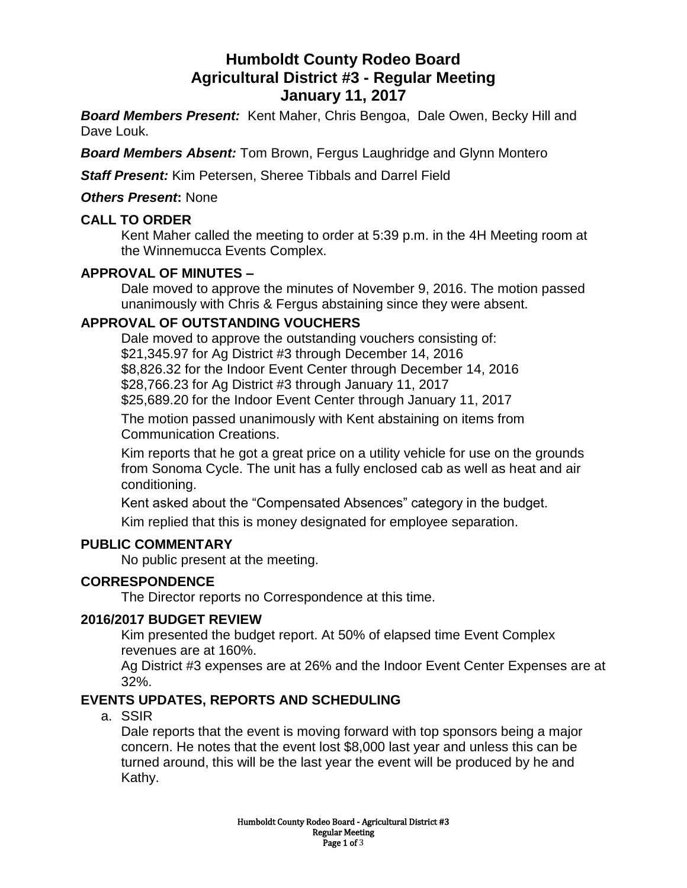# Humboldt County Rodeo Board
# Agricultural District #3 - Regular Meeting
# January 11, 2017

***Board Members Present:*** Kent Maher, Chris Bengoa, Dale Owen, Becky Hill and Dave Louk.

***Board Members Absent:*** Tom Brown, Fergus Laughridge and Glynn Montero

***Staff Present:*** Kim Petersen, Sheree Tibbals and Darrel Field

***Others Present*:** None

## CALL TO ORDER

Kent Maher called the meeting to order at 5:39 p.m. in the 4H Meeting room at the Winnemucca Events Complex.

## APPROVAL OF MINUTES –

Dale moved to approve the minutes of November 9, 2016. The motion passed unanimously with Chris & Fergus abstaining since they were absent.

## APPROVAL OF OUTSTANDING VOUCHERS

Dale moved to approve the outstanding vouchers consisting of:
$21,345.97 for Ag District #3 through December 14, 2016
$8,826.32 for the Indoor Event Center through December 14, 2016
$28,766.23 for Ag District #3 through January 11, 2017
$25,689.20 for the Indoor Event Center through January 11, 2017

The motion passed unanimously with Kent abstaining on items from Communication Creations.

Kim reports that he got a great price on a utility vehicle for use on the grounds from Sonoma Cycle. The unit has a fully enclosed cab as well as heat and air conditioning.

Kent asked about the "Compensated Absences" category in the budget.

Kim replied that this is money designated for employee separation.

## PUBLIC COMMENTARY

No public present at the meeting.

## CORRESPONDENCE

The Director reports no Correspondence at this time.

## 2016/2017 BUDGET REVIEW

Kim presented the budget report. At 50% of elapsed time Event Complex revenues are at 160%.
Ag District #3 expenses are at 26% and the Indoor Event Center Expenses are at 32%.

## EVENTS UPDATES, REPORTS AND SCHEDULING

a. SSIR

Dale reports that the event is moving forward with top sponsors being a major concern. He notes that the event lost $8,000 last year and unless this can be turned around, this will be the last year the event will be produced by he and Kathy.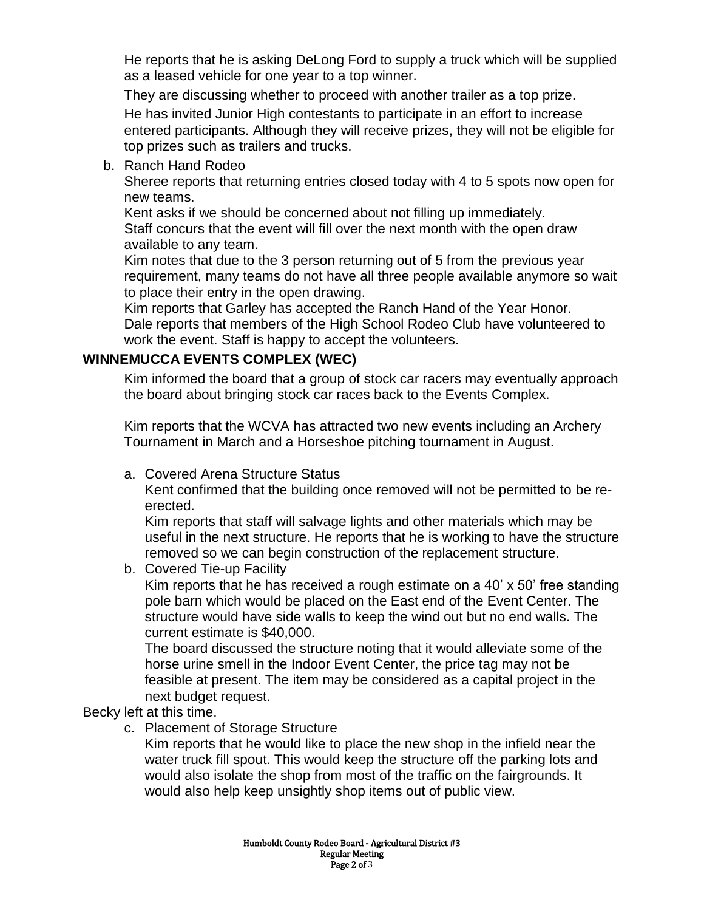He reports that he is asking DeLong Ford to supply a truck which will be supplied as a leased vehicle for one year to a top winner.

They are discussing whether to proceed with another trailer as a top prize.

He has invited Junior High contestants to participate in an effort to increase entered participants. Although they will receive prizes, they will not be eligible for top prizes such as trailers and trucks.

b. Ranch Hand Rodeo

Sheree reports that returning entries closed today with 4 to 5 spots now open for new teams.

Kent asks if we should be concerned about not filling up immediately.

Staff concurs that the event will fill over the next month with the open draw available to any team.

Kim notes that due to the 3 person returning out of 5 from the previous year requirement, many teams do not have all three people available anymore so wait to place their entry in the open drawing.

Kim reports that Garley has accepted the Ranch Hand of the Year Honor.

Dale reports that members of the High School Rodeo Club have volunteered to work the event. Staff is happy to accept the volunteers.

**WINNEMUCCA EVENTS COMPLEX (WEC)**

Kim informed the board that a group of stock car racers may eventually approach the board about bringing stock car races back to the Events Complex.

Kim reports that the WCVA has attracted two new events including an Archery Tournament in March and a Horseshoe pitching tournament in August.

a. Covered Arena Structure Status

Kent confirmed that the building once removed will not be permitted to be re-erected.

Kim reports that staff will salvage lights and other materials which may be useful in the next structure. He reports that he is working to have the structure removed so we can begin construction of the replacement structure.

b. Covered Tie-up Facility

Kim reports that he has received a rough estimate on a 40' x 50' free standing pole barn which would be placed on the East end of the Event Center. The structure would have side walls to keep the wind out but no end walls. The current estimate is $40,000.

The board discussed the structure noting that it would alleviate some of the horse urine smell in the Indoor Event Center, the price tag may not be feasible at present. The item may be considered as a capital project in the next budget request.

Becky left at this time.

c. Placement of Storage Structure

Kim reports that he would like to place the new shop in the infield near the water truck fill spout. This would keep the structure off the parking lots and would also isolate the shop from most of the traffic on the fairgrounds. It would also help keep unsightly shop items out of public view.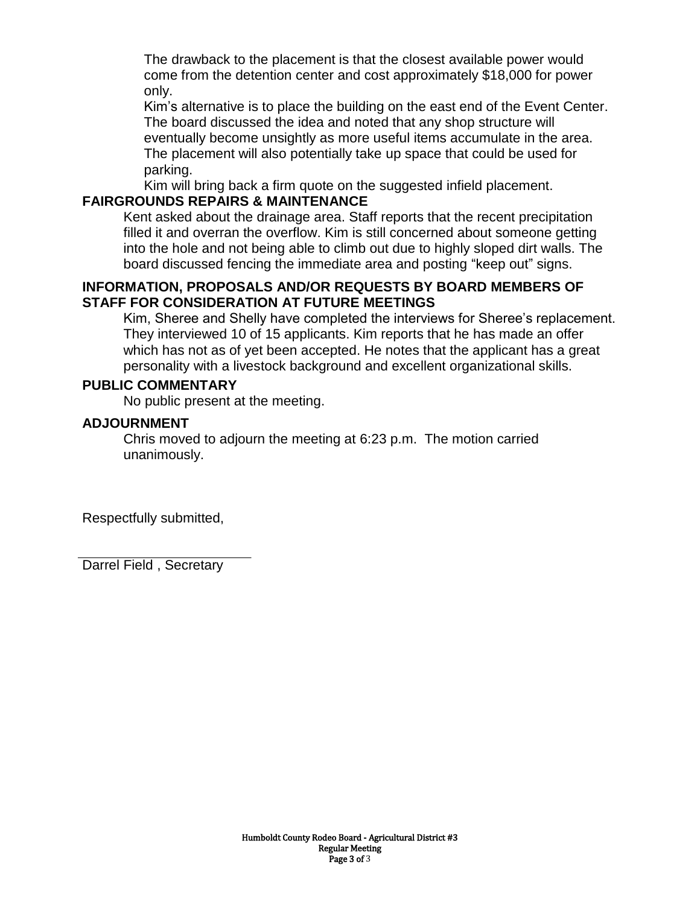The drawback to the placement is that the closest available power would come from the detention center and cost approximately $18,000 for power only.

Kim's alternative is to place the building on the east end of the Event Center. The board discussed the idea and noted that any shop structure will eventually become unsightly as more useful items accumulate in the area. The placement will also potentially take up space that could be used for parking.

Kim will bring back a firm quote on the suggested infield placement.

**FAIRGROUNDS REPAIRS & MAINTENANCE**

Kent asked about the drainage area. Staff reports that the recent precipitation filled it and overran the overflow. Kim is still concerned about someone getting into the hole and not being able to climb out due to highly sloped dirt walls. The board discussed fencing the immediate area and posting "keep out" signs.

**INFORMATION, PROPOSALS AND/OR REQUESTS BY BOARD MEMBERS OF STAFF FOR CONSIDERATION AT FUTURE MEETINGS**

Kim, Sheree and Shelly have completed the interviews for Sheree's replacement. They interviewed 10 of 15 applicants. Kim reports that he has made an offer which has not as of yet been accepted. He notes that the applicant has a great personality with a livestock background and excellent organizational skills.

**PUBLIC COMMENTARY**

No public present at the meeting.

**ADJOURNMENT**

Chris moved to adjourn the meeting at 6:23 p.m. The motion carried unanimously.

Respectfully submitted,

Darrel Field , Secretary